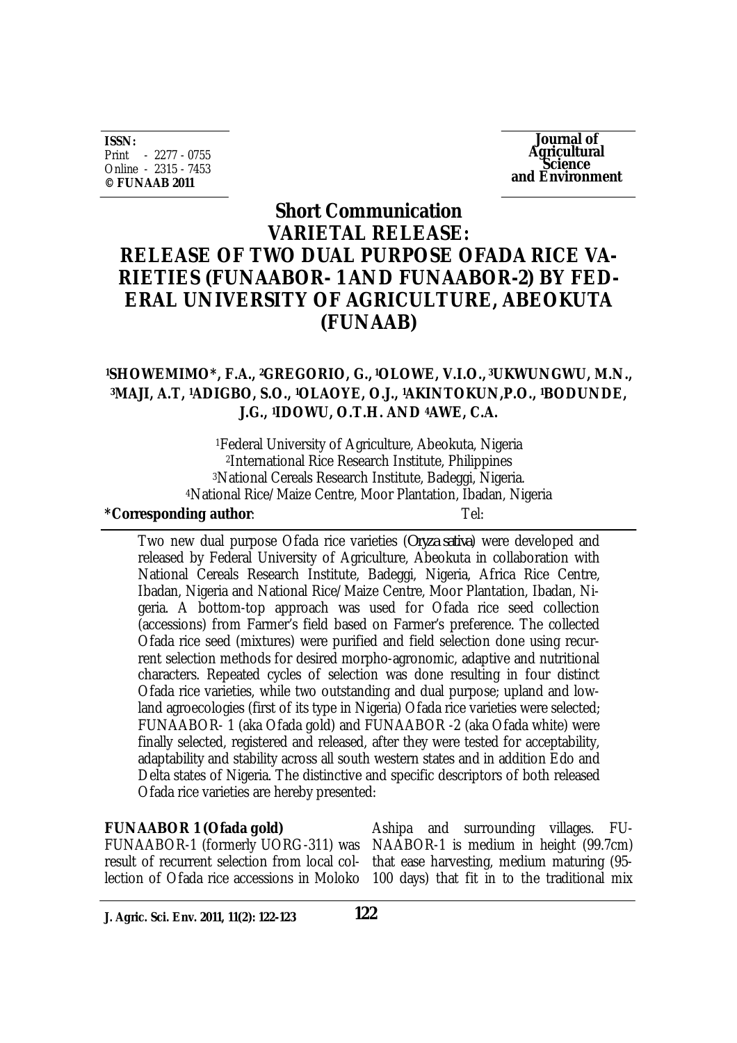ISSN:
Print - 2277 - 0755
Online - 2315 - 7453
© FUNAAB 2011

**Journal of Agricultural Science and Environment**

# Short Communication

# VARIETAL RELEASE: RELEASE OF TWO DUAL PURPOSE OFADA RICE VARIETIES (FUNAABOR- 1 AND FUNAABOR-2) BY FEDERAL UNIVERSITY OF AGRICULTURE, ABEOKUTA (FUNAAB)

**[1]SHOWEMIMO\*, F.A., [2]GREGORIO, G., [1]OLOWE, V.I.O., [3]UKWUNGWU, M.N., [3]MAJI, A.T, [1]ADIGBO, S.O., [1]OLAOYE, O.J., [1]AKINTOKUN, P.O., [1]BODUNDE, J.G., [1]IDOWU, O.T.H. AND [4]AWE, C.A.**

[1]Federal University of Agriculture, Abeokuta, Nigeria
[2]International Rice Research Institute, Philippines
[3]National Cereals Research Institute, Badeggi, Nigeria.
[4]National Rice/Maize Centre, Moor Plantation, Ibadan, Nigeria

**\*Corresponding author**: Tel:

Two new dual purpose Ofada rice varieties (*Oryza sativa*) were developed and released by Federal University of Agriculture, Abeokuta in collaboration with National Cereals Research Institute, Badeggi, Nigeria, Africa Rice Centre, Ibadan, Nigeria and National Rice/Maize Centre, Moor Plantation, Ibadan, Nigeria. A bottom-top approach was used for Ofada rice seed collection (accessions) from Farmer's field based on Farmer's preference. The collected Ofada rice seed (mixtures) were purified and field selection done using recurrent selection methods for desired morpho-agronomic, adaptive and nutritional characters. Repeated cycles of selection was done resulting in four distinct Ofada rice varieties, while two outstanding and dual purpose; upland and lowland agroecologies (first of its type in Nigeria) Ofada rice varieties were selected; FUNAABOR- 1 (aka Ofada gold) and FUNAABOR -2 (aka Ofada white) were finally selected, registered and released, after they were tested for acceptability, adaptability and stability across all south western states and in addition Edo and Delta states of Nigeria. The distinctive and specific descriptors of both released Ofada rice varieties are hereby presented:

**FUNAABOR 1 (Ofada gold)**

FUNAABOR-1 (formerly UORG-311) was result of recurrent selection from local collection of Ofada rice accessions in Moloko Ashipa and surrounding villages. FUNAABOR-1 is medium in height (99.7cm) that ease harvesting, medium maturing (95-100 days) that fit in to the traditional mix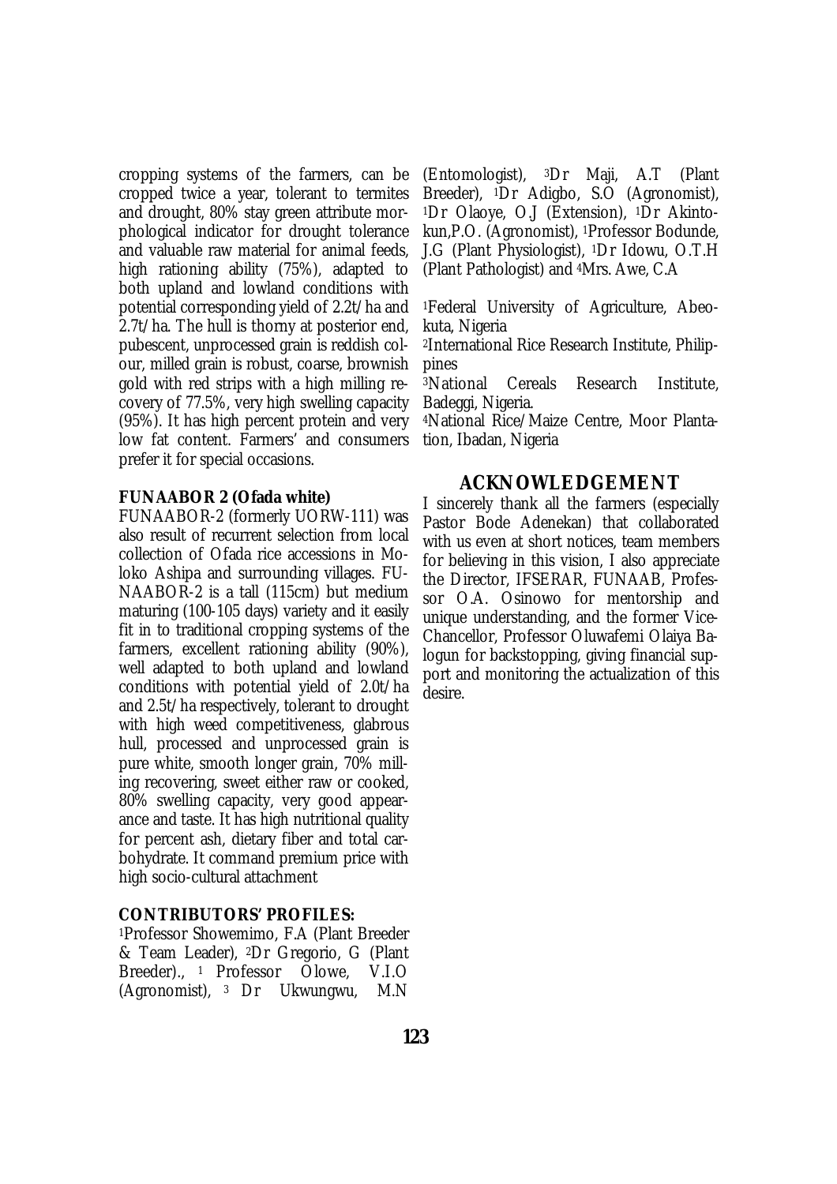cropping systems of the farmers, can be cropped twice a year, tolerant to termites and drought, 80% stay green attribute morphological indicator for drought tolerance and valuable raw material for animal feeds, high rationing ability (75%), adapted to both upland and lowland conditions with potential corresponding yield of 2.2t/ha and 2.7t/ha. The hull is thorny at posterior end, pubescent, unprocessed grain is reddish colour, milled grain is robust, coarse, brownish gold with red strips with a high milling recovery of 77.5%, very high swelling capacity (95%). It has high percent protein and very low fat content. Farmers' and consumers prefer it for special occasions.

**FUNAABOR 2 (Ofada white)**

FUNAABOR-2 (formerly UORW-111) was also result of recurrent selection from local collection of Ofada rice accessions in Moloko Ashipa and surrounding villages. FUNAABOR-2 is a tall (115cm) but medium maturing (100-105 days) variety and it easily fit in to traditional cropping systems of the farmers, excellent rationing ability (90%), well adapted to both upland and lowland conditions with potential yield of 2.0t/ha and 2.5t/ha respectively, tolerant to drought with high weed competitiveness, glabrous hull, processed and unprocessed grain is pure white, smooth longer grain, 70% milling recovering, sweet either raw or cooked, 80% swelling capacity, very good appearance and taste. It has high nutritional quality for percent ash, dietary fiber and total carbohydrate. It command premium price with high socio-cultural attachment

**CONTRIBUTORS' PROFILES:**

[1]Professor Showemimo, F.A (Plant Breeder & Team Leader), [2]Dr Gregorio, G (Plant Breeder)., [1] Professor Olowe, V.I.O (Agronomist), [3] Dr Ukwungwu, M.N (Entomologist), [3]Dr Maji, A.T (Plant Breeder), [1]Dr Adigbo, S.O (Agronomist), [1]Dr Olaoye, O.J (Extension), [1]Dr Akintokun,P.O. (Agronomist), [1]Professor Bodunde, J.G (Plant Physiologist), [1]Dr Idowu, O.T.H (Plant Pathologist) and [4]Mrs. Awe, C.A

[1]Federal University of Agriculture, Abeokuta, Nigeria

[2]International Rice Research Institute, Philippines

[3]National Cereals Research Institute, Badeggi, Nigeria.

[4]National Rice/Maize Centre, Moor Plantation, Ibadan, Nigeria

## ACKNOWLEDGEMENT

I sincerely thank all the farmers (especially Pastor Bode Adenekan) that collaborated with us even at short notices, team members for believing in this vision, I also appreciate the Director, IFSERAR, FUNAAB, Professor O.A. Osinowo for mentorship and unique understanding, and the former Vice-Chancellor, Professor Oluwafemi Olaiya Balogun for backstopping, giving financial support and monitoring the actualization of this desire.